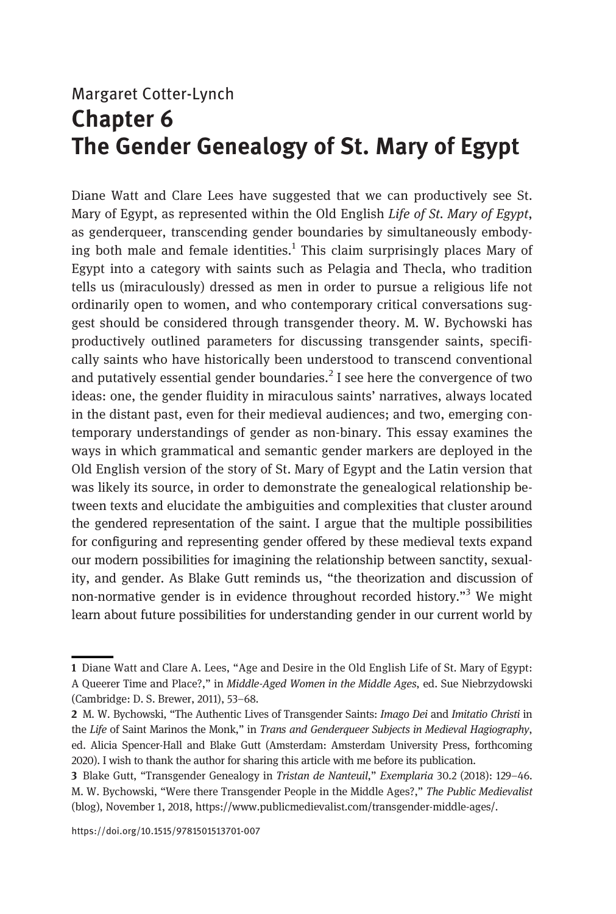Margaret Cotter-Lynch

# Chapter 6 The Gender Genealogy of St. Mary of Egypt

Diane Watt and Clare Lees have suggested that we can productively see St. Mary of Egypt, as represented within the Old English *Life of St. Mary of Egypt*, as genderqueer, transcending gender boundaries by simultaneously embodying both male and female identities.[1] This claim surprisingly places Mary of Egypt into a category with saints such as Pelagia and Thecla, who tradition tells us (miraculously) dressed as men in order to pursue a religious life not ordinarily open to women, and who contemporary critical conversations suggest should be considered through transgender theory. M. W. Bychowski has productively outlined parameters for discussing transgender saints, specifically saints who have historically been understood to transcend conventional and putatively essential gender boundaries.[2] I see here the convergence of two ideas: one, the gender fluidity in miraculous saints' narratives, always located in the distant past, even for their medieval audiences; and two, emerging contemporary understandings of gender as non-binary. This essay examines the ways in which grammatical and semantic gender markers are deployed in the Old English version of the story of St. Mary of Egypt and the Latin version that was likely its source, in order to demonstrate the genealogical relationship between texts and elucidate the ambiguities and complexities that cluster around the gendered representation of the saint. I argue that the multiple possibilities for configuring and representing gender offered by these medieval texts expand our modern possibilities for imagining the relationship between sanctity, sexuality, and gender. As Blake Gutt reminds us, "the theorization and discussion of non-normative gender is in evidence throughout recorded history."[3] We might learn about future possibilities for understanding gender in our current world by

---

1 Diane Watt and Clare A. Lees, "Age and Desire in the Old English Life of St. Mary of Egypt: A Queerer Time and Place?," in *Middle-Aged Women in the Middle Ages*, ed. Sue Niebrzydowski (Cambridge: D. S. Brewer, 2011), 53–68.

2 M. W. Bychowski, "The Authentic Lives of Transgender Saints: *Imago Dei* and *Imitatio Christi* in the *Life* of Saint Marinos the Monk," in *Trans and Genderqueer Subjects in Medieval Hagiography*, ed. Alicia Spencer-Hall and Blake Gutt (Amsterdam: Amsterdam University Press, forthcoming 2020). I wish to thank the author for sharing this article with me before its publication.

3 Blake Gutt, "Transgender Genealogy in *Tristan de Nanteuil*," *Exemplaria* 30.2 (2018): 129–46. M. W. Bychowski, "Were there Transgender People in the Middle Ages?," *The Public Medievalist* (blog), November 1, 2018, https://www.publicmedievalist.com/transgender-middle-ages/.

https://doi.org/10.1515/9781501513701-007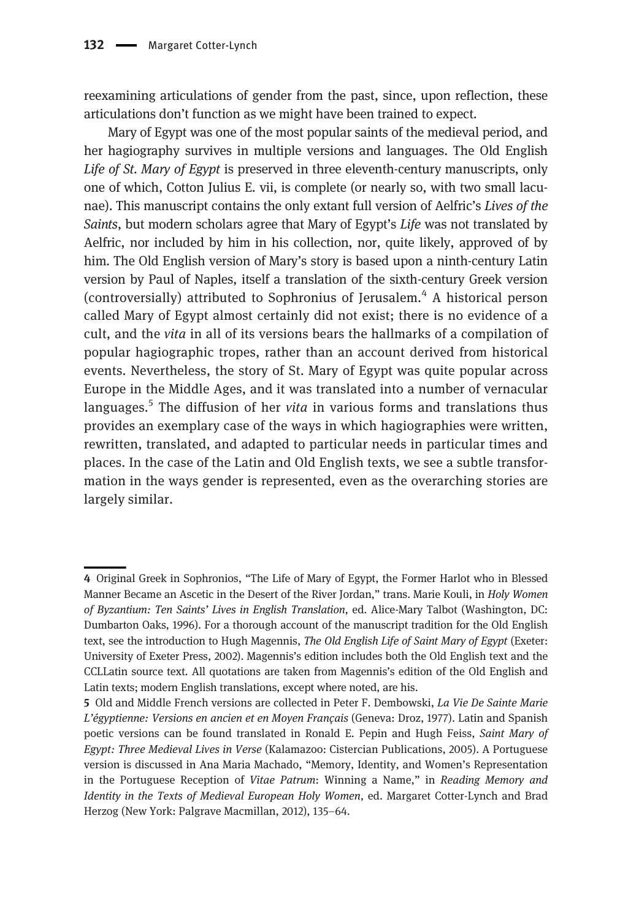reexamining articulations of gender from the past, since, upon reflection, these articulations don't function as we might have been trained to expect.

Mary of Egypt was one of the most popular saints of the medieval period, and her hagiography survives in multiple versions and languages. The Old English *Life of St. Mary of Egypt* is preserved in three eleventh-century manuscripts, only one of which, Cotton Julius E. vii, is complete (or nearly so, with two small lacunae). This manuscript contains the only extant full version of Aelfric's *Lives of the Saints*, but modern scholars agree that Mary of Egypt's *Life* was not translated by Aelfric, nor included by him in his collection, nor, quite likely, approved of by him. The Old English version of Mary's story is based upon a ninth-century Latin version by Paul of Naples, itself a translation of the sixth-century Greek version (controversially) attributed to Sophronius of Jerusalem.[4] A historical person called Mary of Egypt almost certainly did not exist; there is no evidence of a cult, and the *vita* in all of its versions bears the hallmarks of a compilation of popular hagiographic tropes, rather than an account derived from historical events. Nevertheless, the story of St. Mary of Egypt was quite popular across Europe in the Middle Ages, and it was translated into a number of vernacular languages.[5] The diffusion of her *vita* in various forms and translations thus provides an exemplary case of the ways in which hagiographies were written, rewritten, translated, and adapted to particular needs in particular times and places. In the case of the Latin and Old English texts, we see a subtle transformation in the ways gender is represented, even as the overarching stories are largely similar.

---

**4** Original Greek in Sophronios, "The Life of Mary of Egypt, the Former Harlot who in Blessed Manner Became an Ascetic in the Desert of the River Jordan," trans. Marie Kouli, in *Holy Women of Byzantium: Ten Saints' Lives in English Translation*, ed. Alice-Mary Talbot (Washington, DC: Dumbarton Oaks, 1996). For a thorough account of the manuscript tradition for the Old English text, see the introduction to Hugh Magennis, *The Old English Life of Saint Mary of Egypt* (Exeter: University of Exeter Press, 2002). Magennis's edition includes both the Old English text and the CCLLatin source text. All quotations are taken from Magennis's edition of the Old English and Latin texts; modern English translations, except where noted, are his.

**5** Old and Middle French versions are collected in Peter F. Dembowski, *La Vie De Sainte Marie L'égyptienne: Versions en ancien et en Moyen Français* (Geneva: Droz, 1977). Latin and Spanish poetic versions can be found translated in Ronald E. Pepin and Hugh Feiss, *Saint Mary of Egypt: Three Medieval Lives in Verse* (Kalamazoo: Cistercian Publications, 2005). A Portuguese version is discussed in Ana Maria Machado, "Memory, Identity, and Women's Representation in the Portuguese Reception of *Vitae Patrum*: Winning a Name," in *Reading Memory and Identity in the Texts of Medieval European Holy Women*, ed. Margaret Cotter-Lynch and Brad Herzog (New York: Palgrave Macmillan, 2012), 135–64.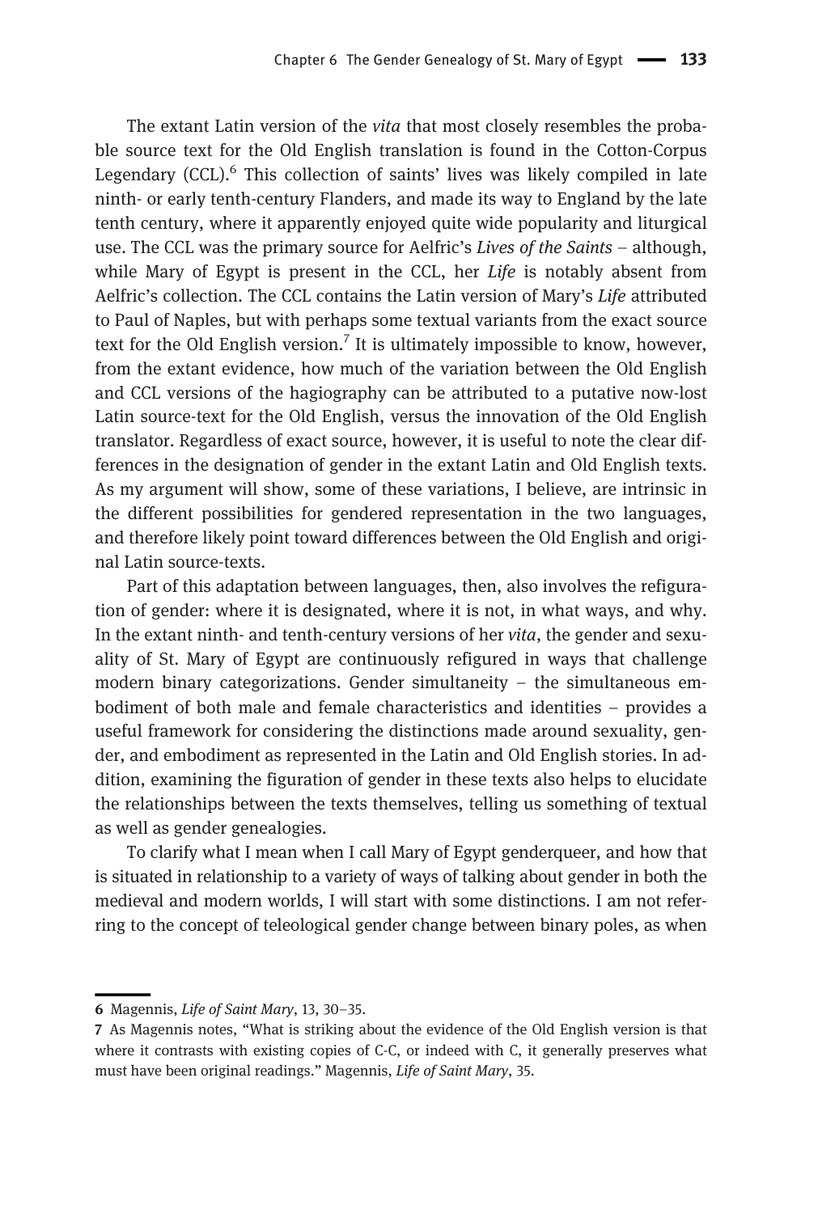The extant Latin version of the *vita* that most closely resembles the probable source text for the Old English translation is found in the Cotton-Corpus Legendary (CCL).[6] This collection of saints' lives was likely compiled in late ninth- or early tenth-century Flanders, and made its way to England by the late tenth century, where it apparently enjoyed quite wide popularity and liturgical use. The CCL was the primary source for Aelfric's *Lives of the Saints* – although, while Mary of Egypt is present in the CCL, her *Life* is notably absent from Aelfric's collection. The CCL contains the Latin version of Mary's *Life* attributed to Paul of Naples, but with perhaps some textual variants from the exact source text for the Old English version.[7] It is ultimately impossible to know, however, from the extant evidence, how much of the variation between the Old English and CCL versions of the hagiography can be attributed to a putative now-lost Latin source-text for the Old English, versus the innovation of the Old English translator. Regardless of exact source, however, it is useful to note the clear differences in the designation of gender in the extant Latin and Old English texts. As my argument will show, some of these variations, I believe, are intrinsic in the different possibilities for gendered representation in the two languages, and therefore likely point toward differences between the Old English and original Latin source-texts.

Part of this adaptation between languages, then, also involves the refiguration of gender: where it is designated, where it is not, in what ways, and why. In the extant ninth- and tenth-century versions of her *vita*, the gender and sexuality of St. Mary of Egypt are continuously refigured in ways that challenge modern binary categorizations. Gender simultaneity – the simultaneous embodiment of both male and female characteristics and identities – provides a useful framework for considering the distinctions made around sexuality, gender, and embodiment as represented in the Latin and Old English stories. In addition, examining the figuration of gender in these texts also helps to elucidate the relationships between the texts themselves, telling us something of textual as well as gender genealogies.

To clarify what I mean when I call Mary of Egypt genderqueer, and how that is situated in relationship to a variety of ways of talking about gender in both the medieval and modern worlds, I will start with some distinctions. I am not referring to the concept of teleological gender change between binary poles, as when

---

6 Magennis, *Life of Saint Mary*, 13, 30–35.

7 As Magennis notes, "What is striking about the evidence of the Old English version is that where it contrasts with existing copies of C-C, or indeed with C, it generally preserves what must have been original readings." Magennis, *Life of Saint Mary*, 35.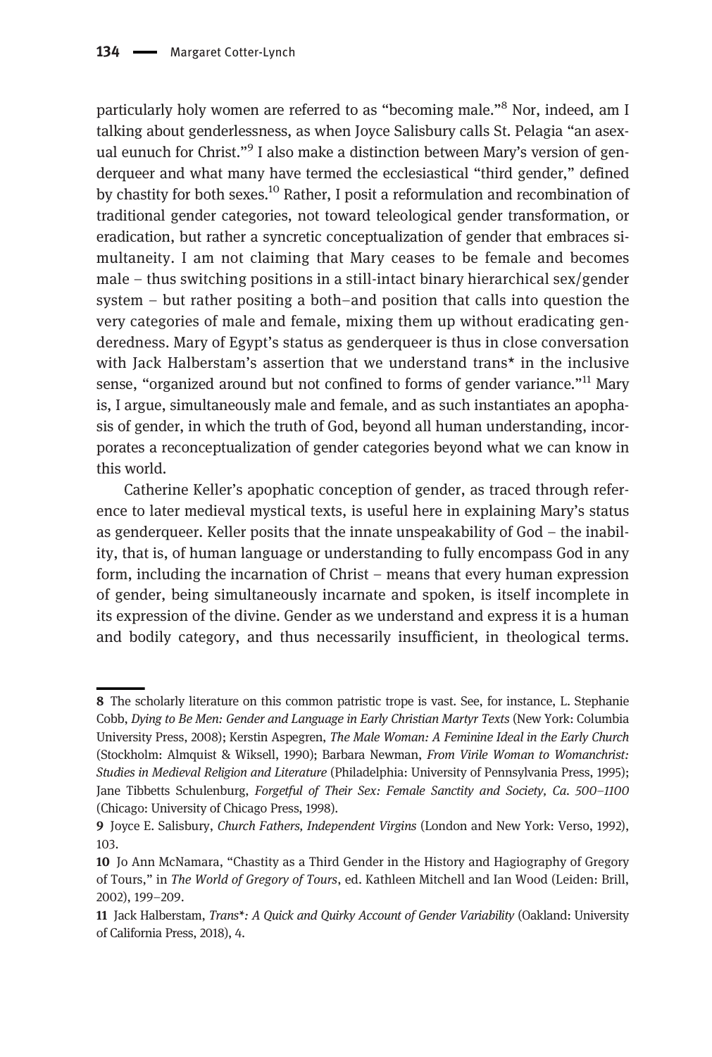particularly holy women are referred to as "becoming male."[8] Nor, indeed, am I talking about genderlessness, as when Joyce Salisbury calls St. Pelagia "an asexual eunuch for Christ."[9] I also make a distinction between Mary's version of genderqueer and what many have termed the ecclesiastical "third gender," defined by chastity for both sexes.[10] Rather, I posit a reformulation and recombination of traditional gender categories, not toward teleological gender transformation, or eradication, but rather a syncretic conceptualization of gender that embraces simultaneity. I am not claiming that Mary ceases to be female and becomes male – thus switching positions in a still-intact binary hierarchical sex/gender system – but rather positing a both–and position that calls into question the very categories of male and female, mixing them up without eradicating genderedness. Mary of Egypt's status as genderqueer is thus in close conversation with Jack Halberstam's assertion that we understand trans* in the inclusive sense, "organized around but not confined to forms of gender variance."[11] Mary is, I argue, simultaneously male and female, and as such instantiates an apophasis of gender, in which the truth of God, beyond all human understanding, incorporates a reconceptualization of gender categories beyond what we can know in this world.

Catherine Keller's apophatic conception of gender, as traced through reference to later medieval mystical texts, is useful here in explaining Mary's status as genderqueer. Keller posits that the innate unspeakability of God – the inability, that is, of human language or understanding to fully encompass God in any form, including the incarnation of Christ – means that every human expression of gender, being simultaneously incarnate and spoken, is itself incomplete in its expression of the divine. Gender as we understand and express it is a human and bodily category, and thus necessarily insufficient, in theological terms.

---

**8** The scholarly literature on this common patristic trope is vast. See, for instance, L. Stephanie Cobb, *Dying to Be Men: Gender and Language in Early Christian Martyr Texts* (New York: Columbia University Press, 2008); Kerstin Aspegren, *The Male Woman: A Feminine Ideal in the Early Church* (Stockholm: Almquist & Wiksell, 1990); Barbara Newman, *From Virile Woman to Womanchrist: Studies in Medieval Religion and Literature* (Philadelphia: University of Pennsylvania Press, 1995); Jane Tibbetts Schulenburg, *Forgetful of Their Sex: Female Sanctity and Society, Ca. 500–1100* (Chicago: University of Chicago Press, 1998).

**9** Joyce E. Salisbury, *Church Fathers, Independent Virgins* (London and New York: Verso, 1992), 103.

**10** Jo Ann McNamara, "Chastity as a Third Gender in the History and Hagiography of Gregory of Tours," in *The World of Gregory of Tours*, ed. Kathleen Mitchell and Ian Wood (Leiden: Brill, 2002), 199–209.

**11** Jack Halberstam, *Trans\*: A Quick and Quirky Account of Gender Variability* (Oakland: University of California Press, 2018), 4.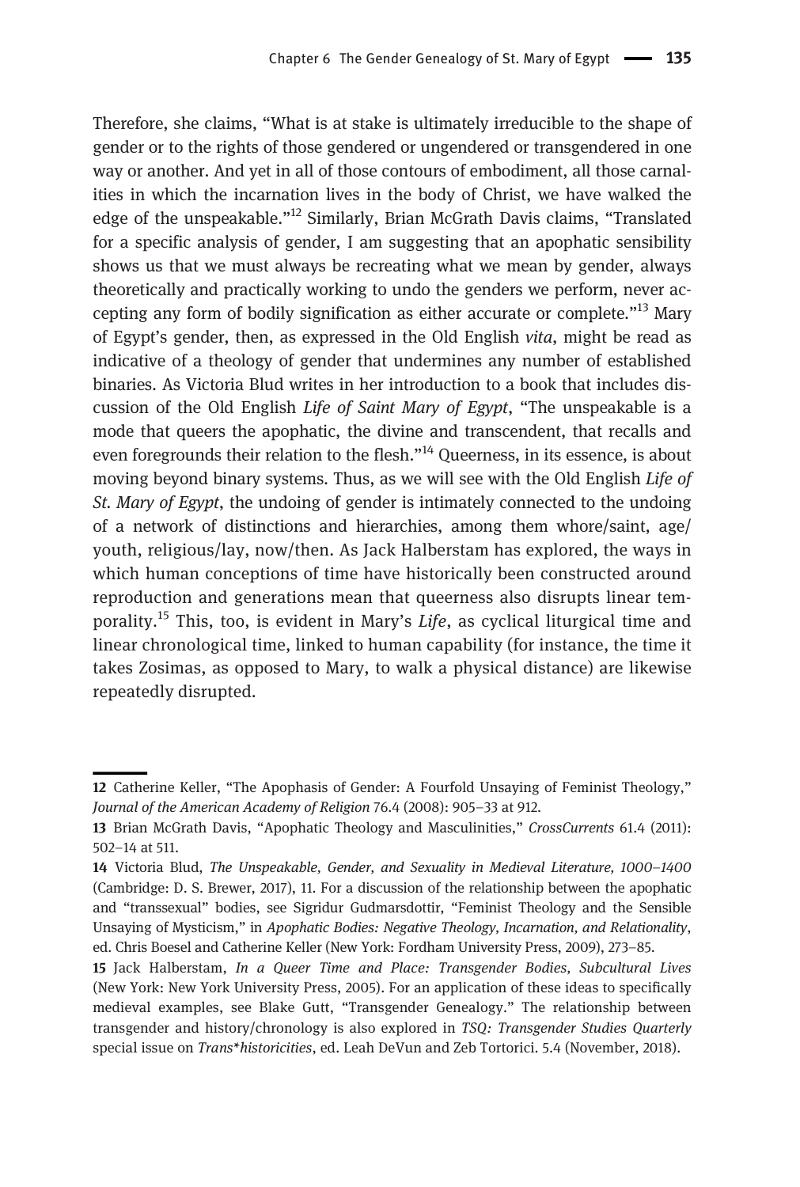Therefore, she claims, "What is at stake is ultimately irreducible to the shape of gender or to the rights of those gendered or ungendered or transgendered in one way or another. And yet in all of those contours of embodiment, all those carnalities in which the incarnation lives in the body of Christ, we have walked the edge of the unspeakable."[12] Similarly, Brian McGrath Davis claims, "Translated for a specific analysis of gender, I am suggesting that an apophatic sensibility shows us that we must always be recreating what we mean by gender, always theoretically and practically working to undo the genders we perform, never accepting any form of bodily signification as either accurate or complete."[13] Mary of Egypt's gender, then, as expressed in the Old English *vita*, might be read as indicative of a theology of gender that undermines any number of established binaries. As Victoria Blud writes in her introduction to a book that includes discussion of the Old English *Life of Saint Mary of Egypt*, "The unspeakable is a mode that queers the apophatic, the divine and transcendent, that recalls and even foregrounds their relation to the flesh."[14] Queerness, in its essence, is about moving beyond binary systems. Thus, as we will see with the Old English *Life of St. Mary of Egypt*, the undoing of gender is intimately connected to the undoing of a network of distinctions and hierarchies, among them whore/saint, age/youth, religious/lay, now/then. As Jack Halberstam has explored, the ways in which human conceptions of time have historically been constructed around reproduction and generations mean that queerness also disrupts linear temporality.[15] This, too, is evident in Mary's *Life*, as cyclical liturgical time and linear chronological time, linked to human capability (for instance, the time it takes Zosimas, as opposed to Mary, to walk a physical distance) are likewise repeatedly disrupted.

---

**12** Catherine Keller, "The Apophasis of Gender: A Fourfold Unsaying of Feminist Theology," *Journal of the American Academy of Religion* 76.4 (2008): 905–33 at 912.

**13** Brian McGrath Davis, "Apophatic Theology and Masculinities," *CrossCurrents* 61.4 (2011): 502–14 at 511.

**14** Victoria Blud, *The Unspeakable, Gender, and Sexuality in Medieval Literature, 1000–1400* (Cambridge: D. S. Brewer, 2017), 11. For a discussion of the relationship between the apophatic and "transsexual" bodies, see Sigridur Gudmarsdottir, "Feminist Theology and the Sensible Unsaying of Mysticism," in *Apophatic Bodies: Negative Theology, Incarnation, and Relationality*, ed. Chris Boesel and Catherine Keller (New York: Fordham University Press, 2009), 273–85.

**15** Jack Halberstam, *In a Queer Time and Place: Transgender Bodies, Subcultural Lives* (New York: New York University Press, 2005). For an application of these ideas to specifically medieval examples, see Blake Gutt, "Transgender Genealogy." The relationship between transgender and history/chronology is also explored in *TSQ: Transgender Studies Quarterly* special issue on *Trans*historicities*, ed. Leah DeVun and Zeb Tortorici. 5.4 (November, 2018).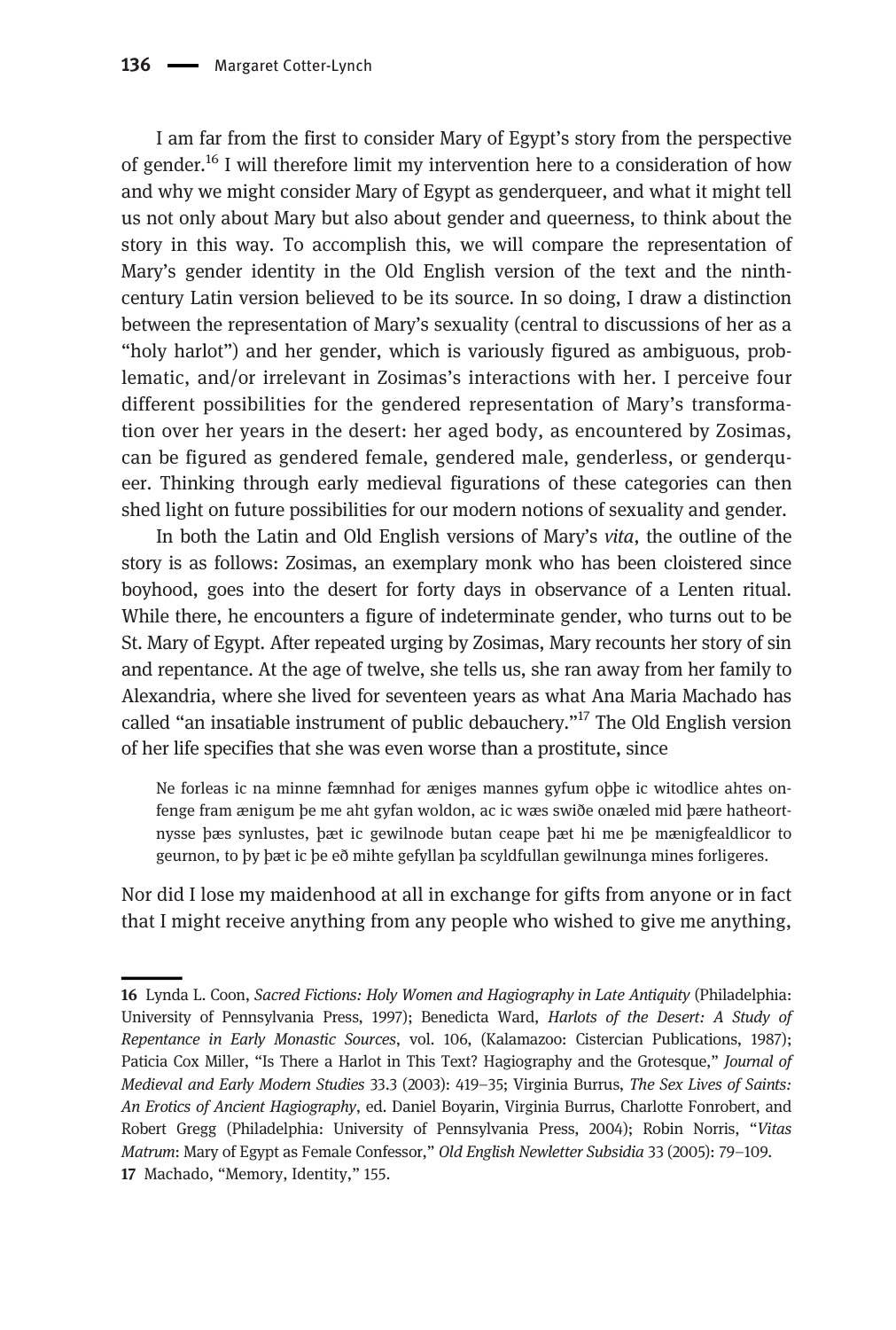I am far from the first to consider Mary of Egypt's story from the perspective of gender.[16] I will therefore limit my intervention here to a consideration of how and why we might consider Mary of Egypt as genderqueer, and what it might tell us not only about Mary but also about gender and queerness, to think about the story in this way. To accomplish this, we will compare the representation of Mary's gender identity in the Old English version of the text and the ninth-century Latin version believed to be its source. In so doing, I draw a distinction between the representation of Mary's sexuality (central to discussions of her as a "holy harlot") and her gender, which is variously figured as ambiguous, problematic, and/or irrelevant in Zosimas's interactions with her. I perceive four different possibilities for the gendered representation of Mary's transformation over her years in the desert: her aged body, as encountered by Zosimas, can be figured as gendered female, gendered male, genderless, or genderqueer. Thinking through early medieval figurations of these categories can then shed light on future possibilities for our modern notions of sexuality and gender.

In both the Latin and Old English versions of Mary's *vita*, the outline of the story is as follows: Zosimas, an exemplary monk who has been cloistered since boyhood, goes into the desert for forty days in observance of a Lenten ritual. While there, he encounters a figure of indeterminate gender, who turns out to be St. Mary of Egypt. After repeated urging by Zosimas, Mary recounts her story of sin and repentance. At the age of twelve, she tells us, she ran away from her family to Alexandria, where she lived for seventeen years as what Ana Maria Machado has called "an insatiable instrument of public debauchery."[17] The Old English version of her life specifies that she was even worse than a prostitute, since

> Ne forleas ic na minne fæmnhad for æniges mannes gyfum oþþe ic witodlice ahtes onfenge fram ænigum þe me aht gyfan woldon, ac ic wæs swiðe onæled mid þære hatheortnysse þæs synlustes, þæt ic gewilnode butan ceape þæt hi me þe mænigfealdlicor to geurnon, to þy þæt ic þe eð mihte gefyllan þa scyldfullan gewilnunga mines forligeres.

Nor did I lose my maidenhood at all in exchange for gifts from anyone or in fact that I might receive anything from any people who wished to give me anything,

---

16 Lynda L. Coon, *Sacred Fictions: Holy Women and Hagiography in Late Antiquity* (Philadelphia: University of Pennsylvania Press, 1997); Benedicta Ward, *Harlots of the Desert: A Study of Repentance in Early Monastic Sources*, vol. 106, (Kalamazoo: Cistercian Publications, 1987); Paticia Cox Miller, "Is There a Harlot in This Text? Hagiography and the Grotesque," *Journal of Medieval and Early Modern Studies* 33.3 (2003): 419–35; Virginia Burrus, *The Sex Lives of Saints: An Erotics of Ancient Hagiography*, ed. Daniel Boyarin, Virginia Burrus, Charlotte Fonrobert, and Robert Gregg (Philadelphia: University of Pennsylvania Press, 2004); Robin Norris, "*Vitas Matrum*: Mary of Egypt as Female Confessor," *Old English Newletter Subsidia* 33 (2005): 79–109.

17 Machado, "Memory, Identity," 155.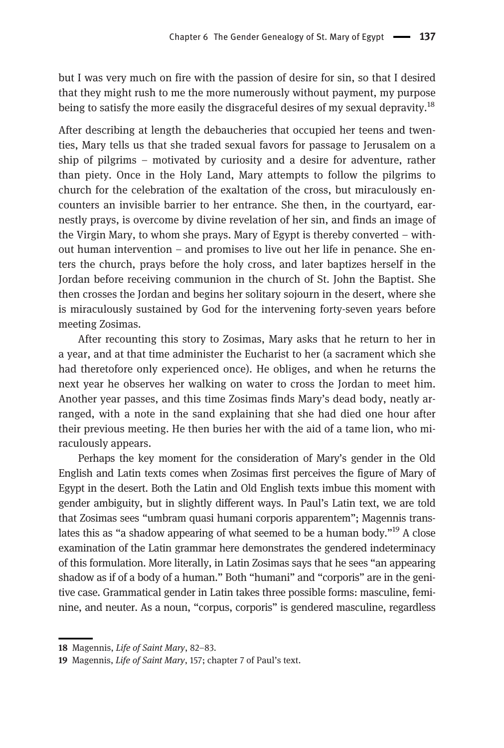but I was very much on fire with the passion of desire for sin, so that I desired that they might rush to me the more numerously without payment, my purpose being to satisfy the more easily the disgraceful desires of my sexual depravity.[18]

After describing at length the debaucheries that occupied her teens and twenties, Mary tells us that she traded sexual favors for passage to Jerusalem on a ship of pilgrims – motivated by curiosity and a desire for adventure, rather than piety. Once in the Holy Land, Mary attempts to follow the pilgrims to church for the celebration of the exaltation of the cross, but miraculously encounters an invisible barrier to her entrance. She then, in the courtyard, earnestly prays, is overcome by divine revelation of her sin, and finds an image of the Virgin Mary, to whom she prays. Mary of Egypt is thereby converted – without human intervention – and promises to live out her life in penance. She enters the church, prays before the holy cross, and later baptizes herself in the Jordan before receiving communion in the church of St. John the Baptist. She then crosses the Jordan and begins her solitary sojourn in the desert, where she is miraculously sustained by God for the intervening forty-seven years before meeting Zosimas.

After recounting this story to Zosimas, Mary asks that he return to her in a year, and at that time administer the Eucharist to her (a sacrament which she had theretofore only experienced once). He obliges, and when he returns the next year he observes her walking on water to cross the Jordan to meet him. Another year passes, and this time Zosimas finds Mary's dead body, neatly arranged, with a note in the sand explaining that she had died one hour after their previous meeting. He then buries her with the aid of a tame lion, who miraculously appears.

Perhaps the key moment for the consideration of Mary's gender in the Old English and Latin texts comes when Zosimas first perceives the figure of Mary of Egypt in the desert. Both the Latin and Old English texts imbue this moment with gender ambiguity, but in slightly different ways. In Paul's Latin text, we are told that Zosimas sees "umbram quasi humani corporis apparentem"; Magennis translates this as "a shadow appearing of what seemed to be a human body."[19] A close examination of the Latin grammar here demonstrates the gendered indeterminacy of this formulation. More literally, in Latin Zosimas says that he sees "an appearing shadow as if of a body of a human." Both "humani" and "corporis" are in the genitive case. Grammatical gender in Latin takes three possible forms: masculine, feminine, and neuter. As a noun, "corpus, corporis" is gendered masculine, regardless

---

18 Magennis, *Life of Saint Mary*, 82–83.

19 Magennis, *Life of Saint Mary*, 157; chapter 7 of Paul's text.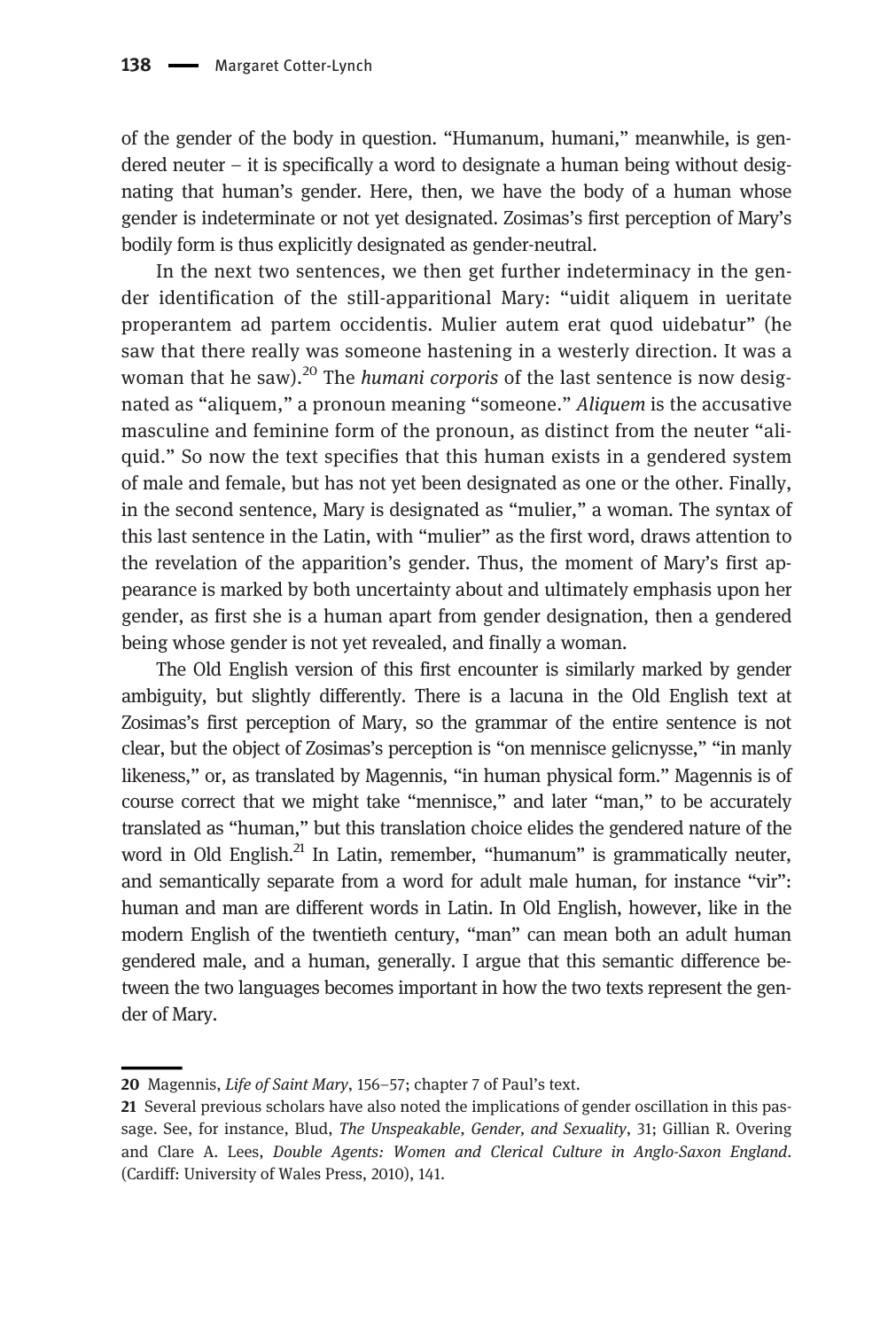of the gender of the body in question. "Humanum, humani," meanwhile, is gendered neuter – it is specifically a word to designate a human being without designating that human's gender. Here, then, we have the body of a human whose gender is indeterminate or not yet designated. Zosimas's first perception of Mary's bodily form is thus explicitly designated as gender-neutral.

In the next two sentences, we then get further indeterminacy in the gender identification of the still-apparitional Mary: "uidit aliquem in ueritate properantem ad partem occidentis. Mulier autem erat quod uidebatur" (he saw that there really was someone hastening in a westerly direction. It was a woman that he saw).[20] The *humani corporis* of the last sentence is now designated as "aliquem," a pronoun meaning "someone." *Aliquem* is the accusative masculine and feminine form of the pronoun, as distinct from the neuter "aliquid." So now the text specifies that this human exists in a gendered system of male and female, but has not yet been designated as one or the other. Finally, in the second sentence, Mary is designated as "mulier," a woman. The syntax of this last sentence in the Latin, with "mulier" as the first word, draws attention to the revelation of the apparition's gender. Thus, the moment of Mary's first appearance is marked by both uncertainty about and ultimately emphasis upon her gender, as first she is a human apart from gender designation, then a gendered being whose gender is not yet revealed, and finally a woman.

The Old English version of this first encounter is similarly marked by gender ambiguity, but slightly differently. There is a lacuna in the Old English text at Zosimas's first perception of Mary, so the grammar of the entire sentence is not clear, but the object of Zosimas's perception is "on mennisce gelicnysse," "in manly likeness," or, as translated by Magennis, "in human physical form." Magennis is of course correct that we might take "mennisce," and later "man," to be accurately translated as "human," but this translation choice elides the gendered nature of the word in Old English.[21] In Latin, remember, "humanum" is grammatically neuter, and semantically separate from a word for adult male human, for instance "vir": human and man are different words in Latin. In Old English, however, like in the modern English of the twentieth century, "man" can mean both an adult human gendered male, and a human, generally. I argue that this semantic difference between the two languages becomes important in how the two texts represent the gender of Mary.

---

20 Magennis, *Life of Saint Mary*, 156–57; chapter 7 of Paul's text.

21 Several previous scholars have also noted the implications of gender oscillation in this passage. See, for instance, Blud, *The Unspeakable, Gender, and Sexuality*, 31; Gillian R. Overing and Clare A. Lees, *Double Agents: Women and Clerical Culture in Anglo-Saxon England*. (Cardiff: University of Wales Press, 2010), 141.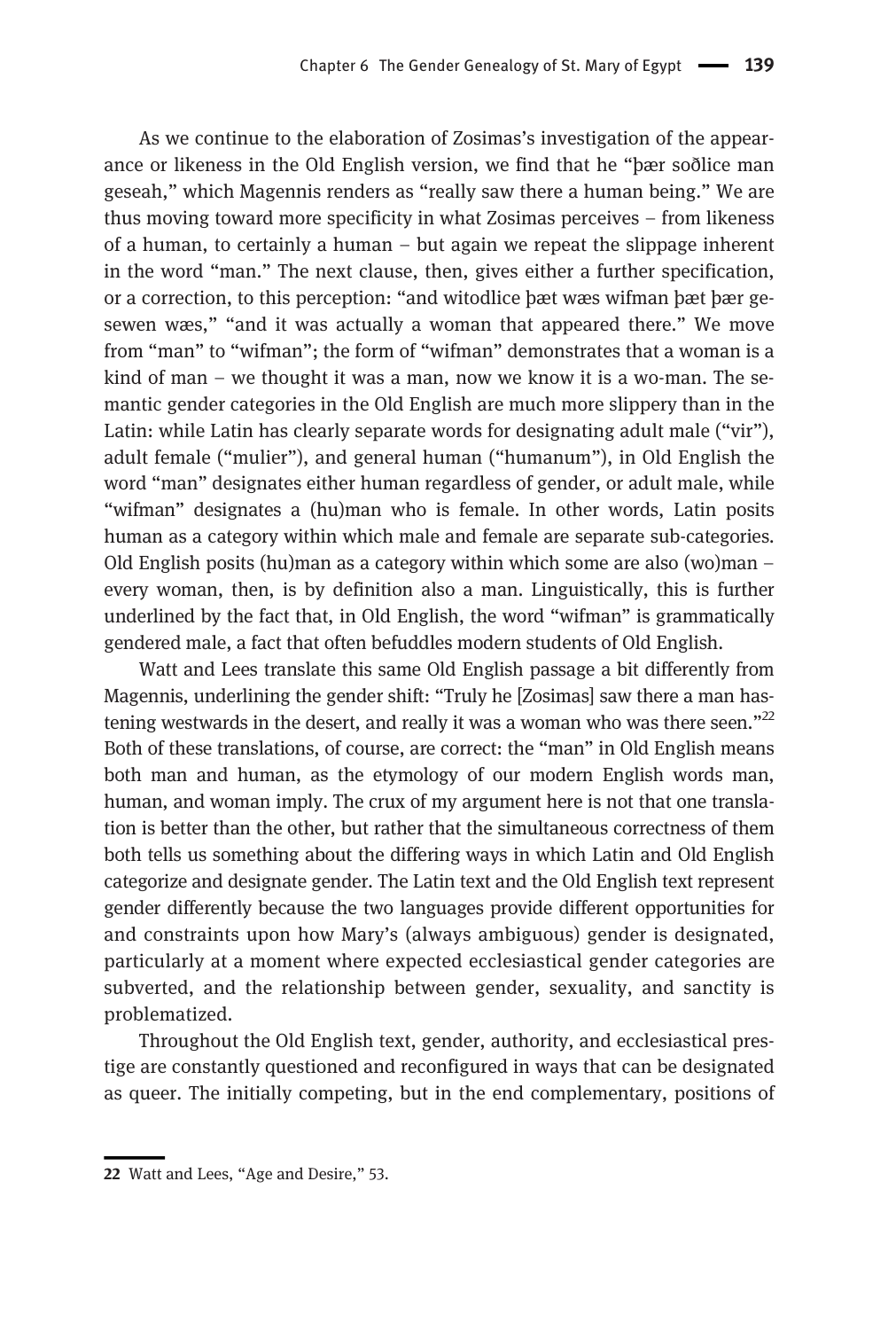As we continue to the elaboration of Zosimas's investigation of the appearance or likeness in the Old English version, we find that he "þær soðlice man geseah," which Magennis renders as "really saw there a human being." We are thus moving toward more specificity in what Zosimas perceives – from likeness of a human, to certainly a human – but again we repeat the slippage inherent in the word "man." The next clause, then, gives either a further specification, or a correction, to this perception: "and witodlice þæt wæs wifman þæt þær gesewen wæs," "and it was actually a woman that appeared there." We move from "man" to "wifman"; the form of "wifman" demonstrates that a woman is a kind of man – we thought it was a man, now we know it is a wo-man. The semantic gender categories in the Old English are much more slippery than in the Latin: while Latin has clearly separate words for designating adult male ("vir"), adult female ("mulier"), and general human ("humanum"), in Old English the word "man" designates either human regardless of gender, or adult male, while "wifman" designates a (hu)man who is female. In other words, Latin posits human as a category within which male and female are separate sub-categories. Old English posits (hu)man as a category within which some are also (wo)man – every woman, then, is by definition also a man. Linguistically, this is further underlined by the fact that, in Old English, the word "wifman" is grammatically gendered male, a fact that often befuddles modern students of Old English.

Watt and Lees translate this same Old English passage a bit differently from Magennis, underlining the gender shift: "Truly he [Zosimas] saw there a man hastening westwards in the desert, and really it was a woman who was there seen."[22] Both of these translations, of course, are correct: the "man" in Old English means both man and human, as the etymology of our modern English words man, human, and woman imply. The crux of my argument here is not that one translation is better than the other, but rather that the simultaneous correctness of them both tells us something about the differing ways in which Latin and Old English categorize and designate gender. The Latin text and the Old English text represent gender differently because the two languages provide different opportunities for and constraints upon how Mary's (always ambiguous) gender is designated, particularly at a moment where expected ecclesiastical gender categories are subverted, and the relationship between gender, sexuality, and sanctity is problematized.

Throughout the Old English text, gender, authority, and ecclesiastical prestige are constantly questioned and reconfigured in ways that can be designated as queer. The initially competing, but in the end complementary, positions of

22 Watt and Lees, "Age and Desire," 53.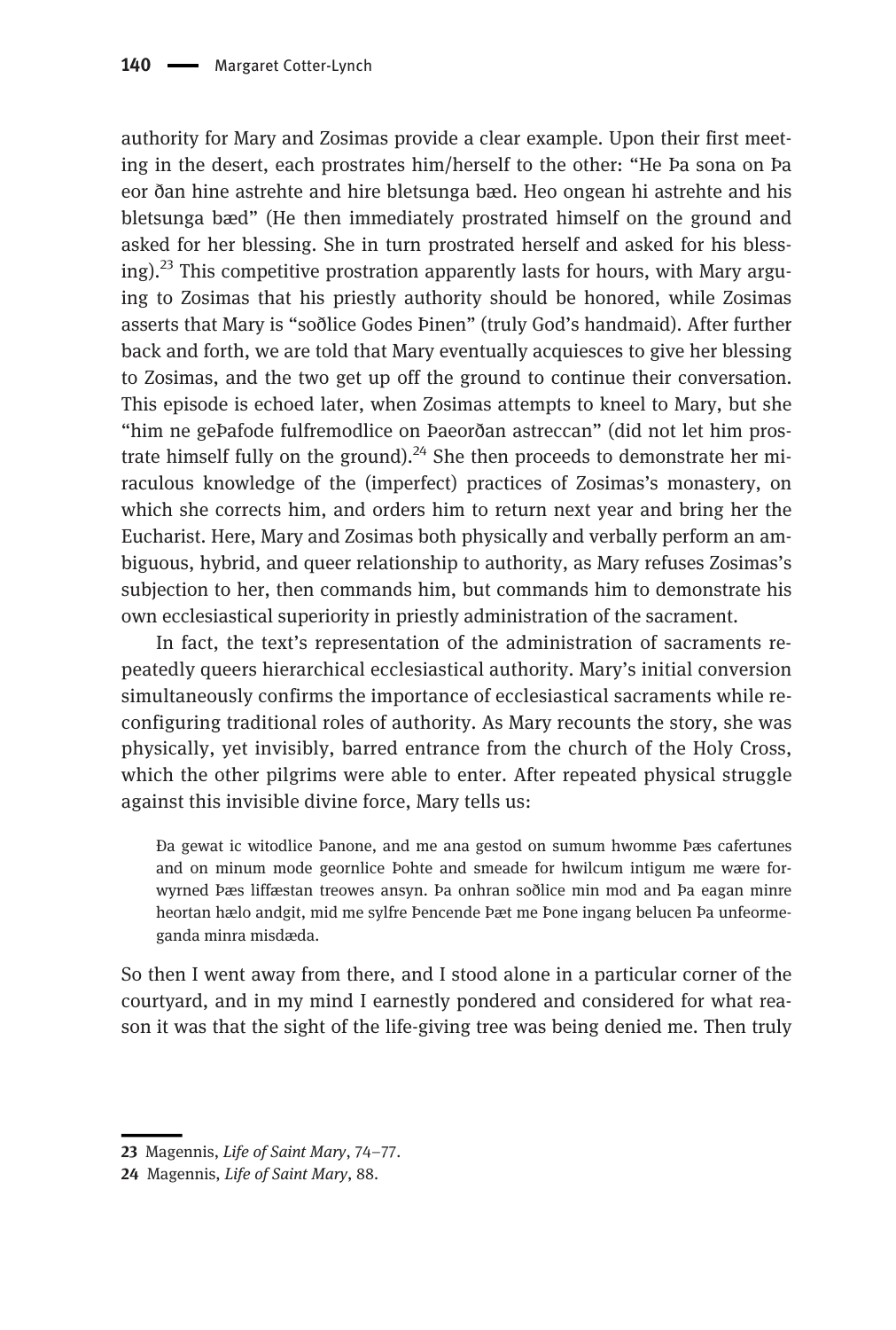authority for Mary and Zosimas provide a clear example. Upon their first meeting in the desert, each prostrates him/herself to the other: "He Þa sona on Þa eor ðan hine astrehte and hire bletsunga bæd. Heo ongean hi astrehte and his bletsunga bæd" (He then immediately prostrated himself on the ground and asked for her blessing. She in turn prostrated herself and asked for his blessing).[23] This competitive prostration apparently lasts for hours, with Mary arguing to Zosimas that his priestly authority should be honored, while Zosimas asserts that Mary is "soðlice Godes Þinen" (truly God's handmaid). After further back and forth, we are told that Mary eventually acquiesces to give her blessing to Zosimas, and the two get up off the ground to continue their conversation. This episode is echoed later, when Zosimas attempts to kneel to Mary, but she "him ne geÞafode fulfremodlice on Þaeorðan astreccan" (did not let him prostrate himself fully on the ground).[24] She then proceeds to demonstrate her miraculous knowledge of the (imperfect) practices of Zosimas's monastery, on which she corrects him, and orders him to return next year and bring her the Eucharist. Here, Mary and Zosimas both physically and verbally perform an ambiguous, hybrid, and queer relationship to authority, as Mary refuses Zosimas's subjection to her, then commands him, but commands him to demonstrate his own ecclesiastical superiority in priestly administration of the sacrament.

In fact, the text's representation of the administration of sacraments repeatedly queers hierarchical ecclesiastical authority. Mary's initial conversion simultaneously confirms the importance of ecclesiastical sacraments while reconfiguring traditional roles of authority. As Mary recounts the story, she was physically, yet invisibly, barred entrance from the church of the Holy Cross, which the other pilgrims were able to enter. After repeated physical struggle against this invisible divine force, Mary tells us:

> Ða gewat ic witodlice Þanone, and me ana gestod on sumum hwomme Þæs cafertunes and on minum mode geornlice Þohte and smeade for hwilcum intigum me wære forwyrned Þæs liffæstan treowes ansyn. Þa onhran soðlice min mod and Þa eagan minre heortan hælo andgit, mid me sylfre Þencende Þæt me Þone ingang belucen Þa unfeormeganda minra misdæda.

So then I went away from there, and I stood alone in a particular corner of the courtyard, and in my mind I earnestly pondered and considered for what reason it was that the sight of the life-giving tree was being denied me. Then truly

23 Magennis, *Life of Saint Mary*, 74–77.

24 Magennis, *Life of Saint Mary*, 88.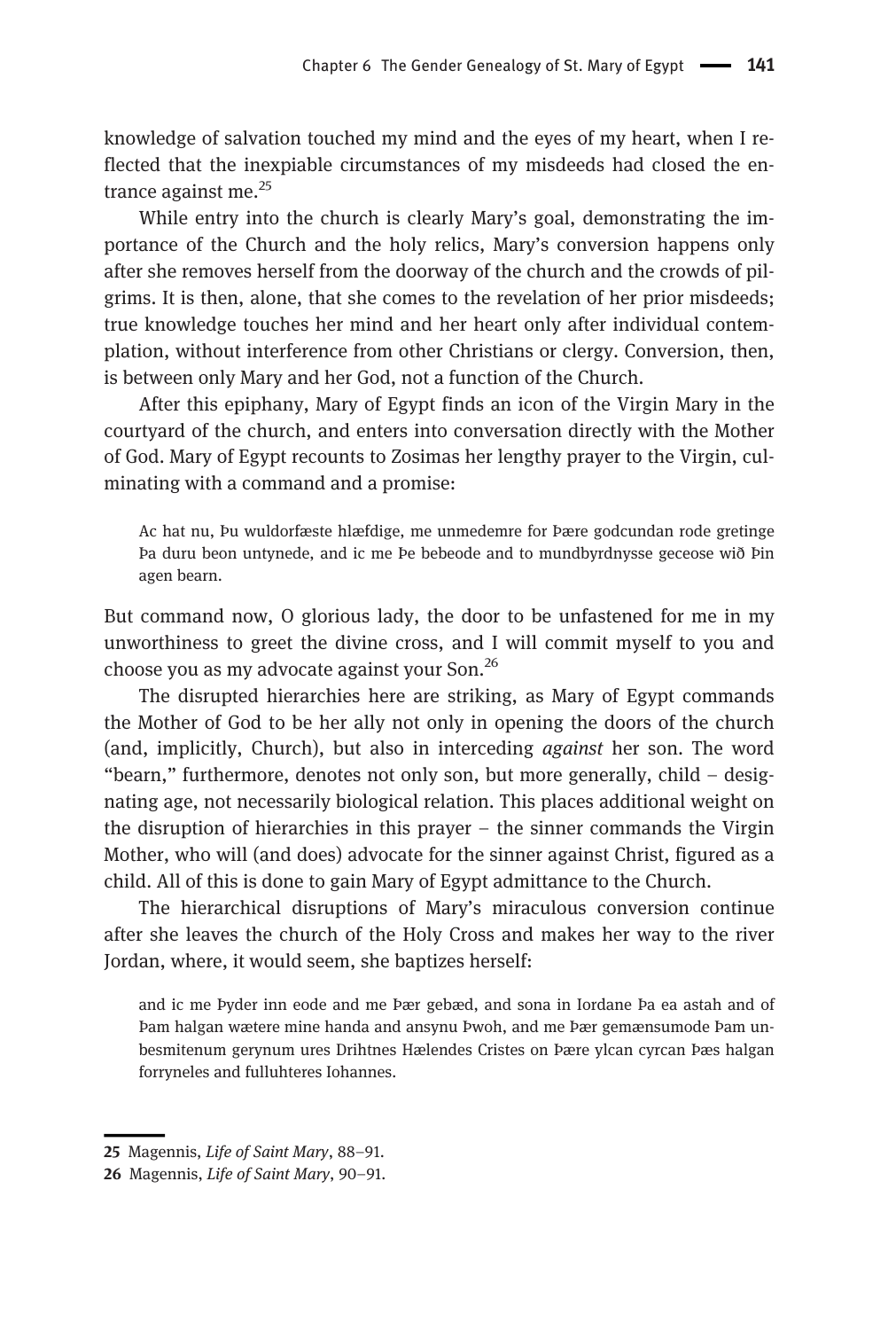knowledge of salvation touched my mind and the eyes of my heart, when I reflected that the inexpiable circumstances of my misdeeds had closed the entrance against me.[25]

While entry into the church is clearly Mary's goal, demonstrating the importance of the Church and the holy relics, Mary's conversion happens only after she removes herself from the doorway of the church and the crowds of pilgrims. It is then, alone, that she comes to the revelation of her prior misdeeds; true knowledge touches her mind and her heart only after individual contemplation, without interference from other Christians or clergy. Conversion, then, is between only Mary and her God, not a function of the Church.

After this epiphany, Mary of Egypt finds an icon of the Virgin Mary in the courtyard of the church, and enters into conversation directly with the Mother of God. Mary of Egypt recounts to Zosimas her lengthy prayer to the Virgin, culminating with a command and a promise:

> Ac hat nu, Þu wuldorfæste hlæfdige, me unmedemre for Þære godcundan rode gretinge Þa duru beon untynede, and ic me Þe bebeode and to mundbyrdnysse geceose wið Þin agen bearn.

But command now, O glorious lady, the door to be unfastened for me in my unworthiness to greet the divine cross, and I will commit myself to you and choose you as my advocate against your Son.[26]

The disrupted hierarchies here are striking, as Mary of Egypt commands the Mother of God to be her ally not only in opening the doors of the church (and, implicitly, Church), but also in interceding *against* her son. The word "bearn," furthermore, denotes not only son, but more generally, child – designating age, not necessarily biological relation. This places additional weight on the disruption of hierarchies in this prayer – the sinner commands the Virgin Mother, who will (and does) advocate for the sinner against Christ, figured as a child. All of this is done to gain Mary of Egypt admittance to the Church.

The hierarchical disruptions of Mary's miraculous conversion continue after she leaves the church of the Holy Cross and makes her way to the river Jordan, where, it would seem, she baptizes herself:

> and ic me Þyder inn eode and me Þær gebæd, and sona in Iordane Þa ea astah and of Þam halgan wætere mine handa and ansynu Þwoh, and me Þær gemænsumode Þam unbesmitenum gerynum ures Drihtnes Hælendes Cristes on Þære ylcan cyrcan Þæs halgan forryneles and fulluhteres Iohannes.

---

25 Magennis, *Life of Saint Mary*, 88–91.

26 Magennis, *Life of Saint Mary*, 90–91.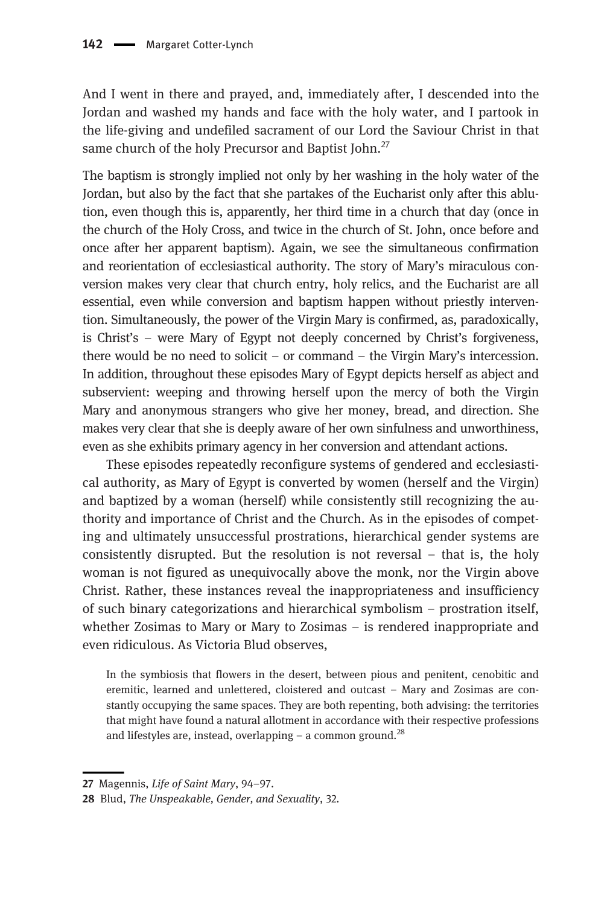And I went in there and prayed, and, immediately after, I descended into the Jordan and washed my hands and face with the holy water, and I partook in the life-giving and undefiled sacrament of our Lord the Saviour Christ in that same church of the holy Precursor and Baptist John.[27]

The baptism is strongly implied not only by her washing in the holy water of the Jordan, but also by the fact that she partakes of the Eucharist only after this ablution, even though this is, apparently, her third time in a church that day (once in the church of the Holy Cross, and twice in the church of St. John, once before and once after her apparent baptism). Again, we see the simultaneous confirmation and reorientation of ecclesiastical authority. The story of Mary's miraculous conversion makes very clear that church entry, holy relics, and the Eucharist are all essential, even while conversion and baptism happen without priestly intervention. Simultaneously, the power of the Virgin Mary is confirmed, as, paradoxically, is Christ's – were Mary of Egypt not deeply concerned by Christ's forgiveness, there would be no need to solicit – or command – the Virgin Mary's intercession. In addition, throughout these episodes Mary of Egypt depicts herself as abject and subservient: weeping and throwing herself upon the mercy of both the Virgin Mary and anonymous strangers who give her money, bread, and direction. She makes very clear that she is deeply aware of her own sinfulness and unworthiness, even as she exhibits primary agency in her conversion and attendant actions.

These episodes repeatedly reconfigure systems of gendered and ecclesiastical authority, as Mary of Egypt is converted by women (herself and the Virgin) and baptized by a woman (herself) while consistently still recognizing the authority and importance of Christ and the Church. As in the episodes of competing and ultimately unsuccessful prostrations, hierarchical gender systems are consistently disrupted. But the resolution is not reversal – that is, the holy woman is not figured as unequivocally above the monk, nor the Virgin above Christ. Rather, these instances reveal the inappropriateness and insufficiency of such binary categorizations and hierarchical symbolism – prostration itself, whether Zosimas to Mary or Mary to Zosimas – is rendered inappropriate and even ridiculous. As Victoria Blud observes,

> In the symbiosis that flowers in the desert, between pious and penitent, cenobitic and eremitic, learned and unlettered, cloistered and outcast – Mary and Zosimas are constantly occupying the same spaces. They are both repenting, both advising: the territories that might have found a natural allotment in accordance with their respective professions and lifestyles are, instead, overlapping – a common ground.[28]

---

27 Magennis, *Life of Saint Mary*, 94–97.

28 Blud, *The Unspeakable, Gender, and Sexuality*, 32.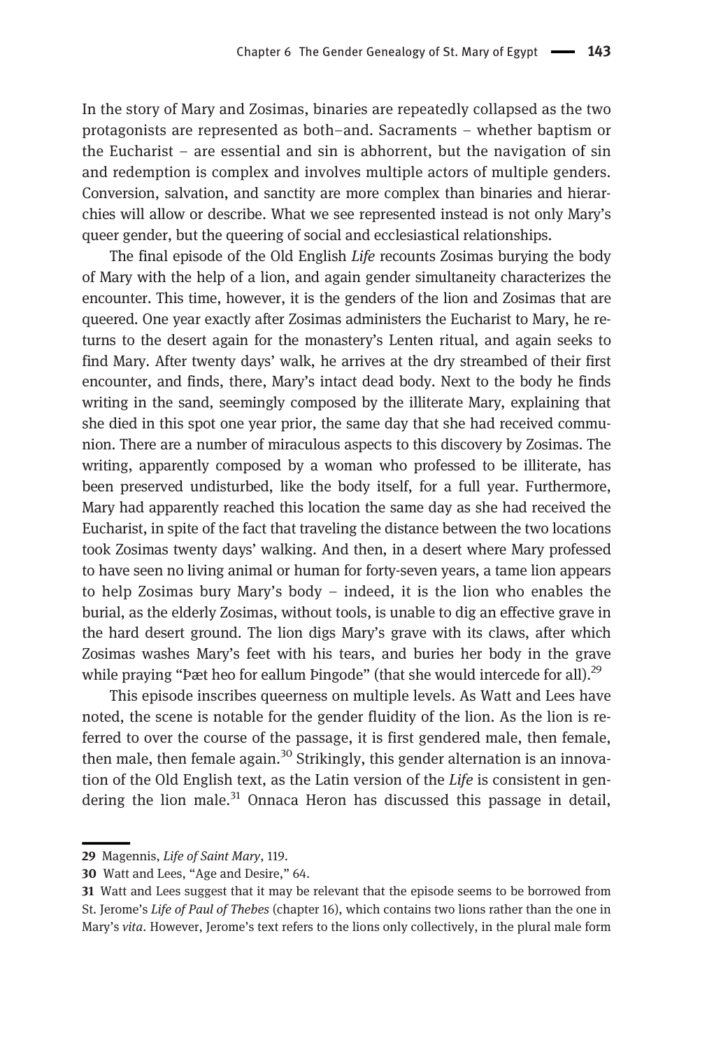In the story of Mary and Zosimas, binaries are repeatedly collapsed as the two protagonists are represented as both–and. Sacraments – whether baptism or the Eucharist – are essential and sin is abhorrent, but the navigation of sin and redemption is complex and involves multiple actors of multiple genders. Conversion, salvation, and sanctity are more complex than binaries and hierarchies will allow or describe. What we see represented instead is not only Mary's queer gender, but the queering of social and ecclesiastical relationships.

The final episode of the Old English *Life* recounts Zosimas burying the body of Mary with the help of a lion, and again gender simultaneity characterizes the encounter. This time, however, it is the genders of the lion and Zosimas that are queered. One year exactly after Zosimas administers the Eucharist to Mary, he returns to the desert again for the monastery's Lenten ritual, and again seeks to find Mary. After twenty days' walk, he arrives at the dry streambed of their first encounter, and finds, there, Mary's intact dead body. Next to the body he finds writing in the sand, seemingly composed by the illiterate Mary, explaining that she died in this spot one year prior, the same day that she had received communion. There are a number of miraculous aspects to this discovery by Zosimas. The writing, apparently composed by a woman who professed to be illiterate, has been preserved undisturbed, like the body itself, for a full year. Furthermore, Mary had apparently reached this location the same day as she had received the Eucharist, in spite of the fact that traveling the distance between the two locations took Zosimas twenty days' walking. And then, in a desert where Mary professed to have seen no living animal or human for forty-seven years, a tame lion appears to help Zosimas bury Mary's body – indeed, it is the lion who enables the burial, as the elderly Zosimas, without tools, is unable to dig an effective grave in the hard desert ground. The lion digs Mary's grave with its claws, after which Zosimas washes Mary's feet with his tears, and buries her body in the grave while praying "Þæt heo for eallum Þingode" (that she would intercede for all).[29]

This episode inscribes queerness on multiple levels. As Watt and Lees have noted, the scene is notable for the gender fluidity of the lion. As the lion is referred to over the course of the passage, it is first gendered male, then female, then male, then female again.[30] Strikingly, this gender alternation is an innovation of the Old English text, as the Latin version of the *Life* is consistent in gendering the lion male.[31] Onnaca Heron has discussed this passage in detail,

---

29 Magennis, *Life of Saint Mary*, 119.

30 Watt and Lees, "Age and Desire," 64.

31 Watt and Lees suggest that it may be relevant that the episode seems to be borrowed from St. Jerome's *Life of Paul of Thebes* (chapter 16), which contains two lions rather than the one in Mary's *vita*. However, Jerome's text refers to the lions only collectively, in the plural male form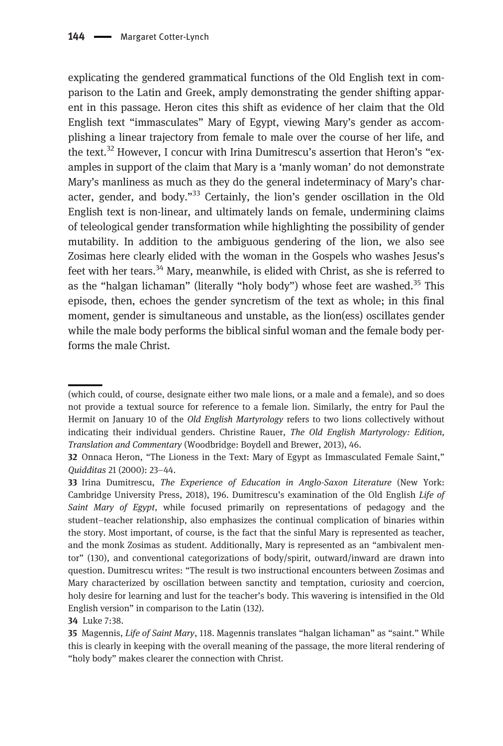explicating the gendered grammatical functions of the Old English text in comparison to the Latin and Greek, amply demonstrating the gender shifting apparent in this passage. Heron cites this shift as evidence of her claim that the Old English text "immasculates" Mary of Egypt, viewing Mary's gender as accomplishing a linear trajectory from female to male over the course of her life, and the text.[32] However, I concur with Irina Dumitrescu's assertion that Heron's "examples in support of the claim that Mary is a 'manly woman' do not demonstrate Mary's manliness as much as they do the general indeterminacy of Mary's character, gender, and body."[33] Certainly, the lion's gender oscillation in the Old English text is non-linear, and ultimately lands on female, undermining claims of teleological gender transformation while highlighting the possibility of gender mutability. In addition to the ambiguous gendering of the lion, we also see Zosimas here clearly elided with the woman in the Gospels who washes Jesus's feet with her tears.[34] Mary, meanwhile, is elided with Christ, as she is referred to as the "halgan lichaman" (literally "holy body") whose feet are washed.[35] This episode, then, echoes the gender syncretism of the text as whole; in this final moment, gender is simultaneous and unstable, as the lion(ess) oscillates gender while the male body performs the biblical sinful woman and the female body performs the male Christ.

---

(which could, of course, designate either two male lions, or a male and a female), and so does not provide a textual source for reference to a female lion. Similarly, the entry for Paul the Hermit on January 10 of the *Old English Martyrology* refers to two lions collectively without indicating their individual genders. Christine Rauer, *The Old English Martyrology: Edition, Translation and Commentary* (Woodbridge: Boydell and Brewer, 2013), 46.

32 Onnaca Heron, "The Lioness in the Text: Mary of Egypt as Immasculated Female Saint," *Quidditas* 21 (2000): 23–44.

33 Irina Dumitrescu, *The Experience of Education in Anglo-Saxon Literature* (New York: Cambridge University Press, 2018), 196. Dumitrescu's examination of the Old English *Life of Saint Mary of Egypt*, while focused primarily on representations of pedagogy and the student–teacher relationship, also emphasizes the continual complication of binaries within the story. Most important, of course, is the fact that the sinful Mary is represented as teacher, and the monk Zosimas as student. Additionally, Mary is represented as an "ambivalent mentor" (130), and conventional categorizations of body/spirit, outward/inward are drawn into question. Dumitrescu writes: "The result is two instructional encounters between Zosimas and Mary characterized by oscillation between sanctity and temptation, curiosity and coercion, holy desire for learning and lust for the teacher's body. This wavering is intensified in the Old English version" in comparison to the Latin (132).

34 Luke 7:38.

35 Magennis, *Life of Saint Mary*, 118. Magennis translates "halgan lichaman" as "saint." While this is clearly in keeping with the overall meaning of the passage, the more literal rendering of "holy body" makes clearer the connection with Christ.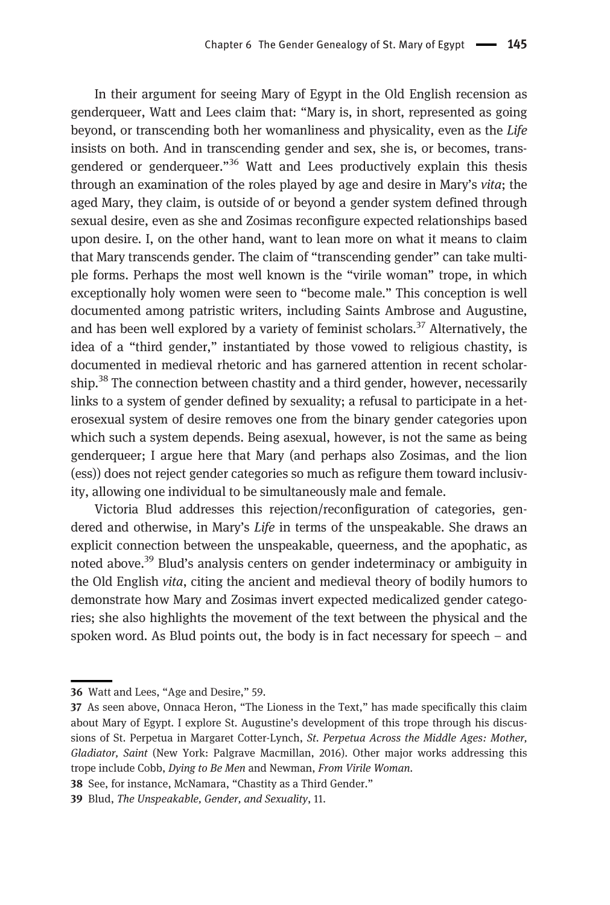In their argument for seeing Mary of Egypt in the Old English recension as genderqueer, Watt and Lees claim that: "Mary is, in short, represented as going beyond, or transcending both her womanliness and physicality, even as the *Life* insists on both. And in transcending gender and sex, she is, or becomes, transgendered or genderqueer."[36] Watt and Lees productively explain this thesis through an examination of the roles played by age and desire in Mary's *vita*; the aged Mary, they claim, is outside of or beyond a gender system defined through sexual desire, even as she and Zosimas reconfigure expected relationships based upon desire. I, on the other hand, want to lean more on what it means to claim that Mary transcends gender. The claim of "transcending gender" can take multiple forms. Perhaps the most well known is the "virile woman" trope, in which exceptionally holy women were seen to "become male." This conception is well documented among patristic writers, including Saints Ambrose and Augustine, and has been well explored by a variety of feminist scholars.[37] Alternatively, the idea of a "third gender," instantiated by those vowed to religious chastity, is documented in medieval rhetoric and has garnered attention in recent scholarship.[38] The connection between chastity and a third gender, however, necessarily links to a system of gender defined by sexuality; a refusal to participate in a heterosexual system of desire removes one from the binary gender categories upon which such a system depends. Being asexual, however, is not the same as being genderqueer; I argue here that Mary (and perhaps also Zosimas, and the lion (ess)) does not reject gender categories so much as refigure them toward inclusivity, allowing one individual to be simultaneously male and female.

Victoria Blud addresses this rejection/reconfiguration of categories, gendered and otherwise, in Mary's *Life* in terms of the unspeakable. She draws an explicit connection between the unspeakable, queerness, and the apophatic, as noted above.[39] Blud's analysis centers on gender indeterminacy or ambiguity in the Old English *vita*, citing the ancient and medieval theory of bodily humors to demonstrate how Mary and Zosimas invert expected medicalized gender categories; she also highlights the movement of the text between the physical and the spoken word. As Blud points out, the body is in fact necessary for speech – and

---

36 Watt and Lees, "Age and Desire," 59.

37 As seen above, Onnaca Heron, "The Lioness in the Text," has made specifically this claim about Mary of Egypt. I explore St. Augustine's development of this trope through his discussions of St. Perpetua in Margaret Cotter-Lynch, *St. Perpetua Across the Middle Ages: Mother, Gladiator, Saint* (New York: Palgrave Macmillan, 2016). Other major works addressing this trope include Cobb, *Dying to Be Men* and Newman, *From Virile Woman*.

38 See, for instance, McNamara, "Chastity as a Third Gender."

39 Blud, *The Unspeakable, Gender, and Sexuality*, 11.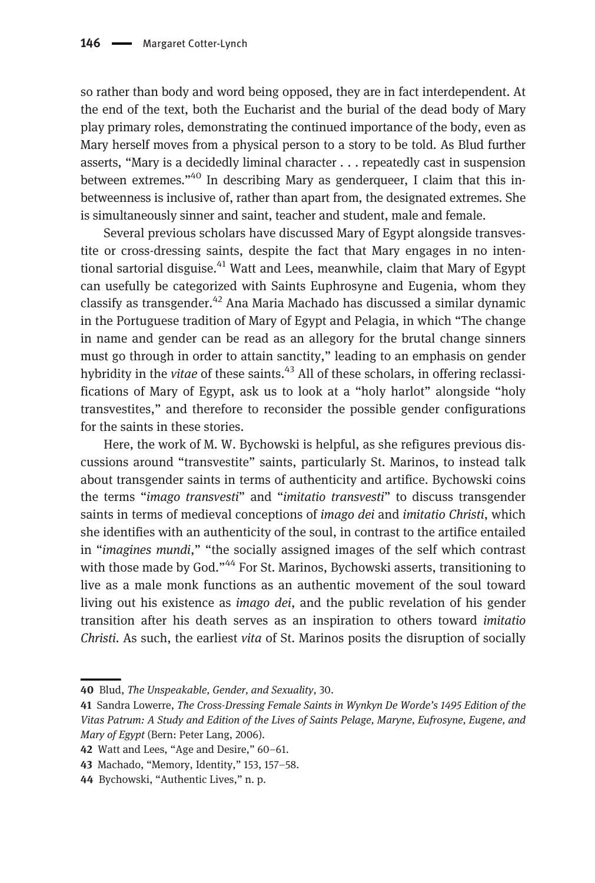so rather than body and word being opposed, they are in fact interdependent. At the end of the text, both the Eucharist and the burial of the dead body of Mary play primary roles, demonstrating the continued importance of the body, even as Mary herself moves from a physical person to a story to be told. As Blud further asserts, "Mary is a decidedly liminal character . . . repeatedly cast in suspension between extremes."[40] In describing Mary as genderqueer, I claim that this in-betweenness is inclusive of, rather than apart from, the designated extremes. She is simultaneously sinner and saint, teacher and student, male and female.

Several previous scholars have discussed Mary of Egypt alongside transvestite or cross-dressing saints, despite the fact that Mary engages in no intentional sartorial disguise.[41] Watt and Lees, meanwhile, claim that Mary of Egypt can usefully be categorized with Saints Euphrosyne and Eugenia, whom they classify as transgender.[42] Ana Maria Machado has discussed a similar dynamic in the Portuguese tradition of Mary of Egypt and Pelagia, in which "The change in name and gender can be read as an allegory for the brutal change sinners must go through in order to attain sanctity," leading to an emphasis on gender hybridity in the *vitae* of these saints.[43] All of these scholars, in offering reclassifications of Mary of Egypt, ask us to look at a "holy harlot" alongside "holy transvestites," and therefore to reconsider the possible gender configurations for the saints in these stories.

Here, the work of M. W. Bychowski is helpful, as she refigures previous discussions around "transvestite" saints, particularly St. Marinos, to instead talk about transgender saints in terms of authenticity and artifice. Bychowski coins the terms "*imago transvesti*" and "*imitatio transvesti*" to discuss transgender saints in terms of medieval conceptions of *imago dei* and *imitatio Christi*, which she identifies with an authenticity of the soul, in contrast to the artifice entailed in "*imagines mundi*," "the socially assigned images of the self which contrast with those made by God."[44] For St. Marinos, Bychowski asserts, transitioning to live as a male monk functions as an authentic movement of the soul toward living out his existence as *imago dei*, and the public revelation of his gender transition after his death serves as an inspiration to others toward *imitatio Christi*. As such, the earliest *vita* of St. Marinos posits the disruption of socially

---

40 Blud, *The Unspeakable, Gender, and Sexuality*, 30.

41 Sandra Lowerre, *The Cross-Dressing Female Saints in Wynkyn De Worde's 1495 Edition of the Vitas Patrum: A Study and Edition of the Lives of Saints Pelage, Maryne, Eufrosyne, Eugene, and Mary of Egypt* (Bern: Peter Lang, 2006).

42 Watt and Lees, "Age and Desire," 60–61.

43 Machado, "Memory, Identity," 153, 157–58.

44 Bychowski, "Authentic Lives," n. p.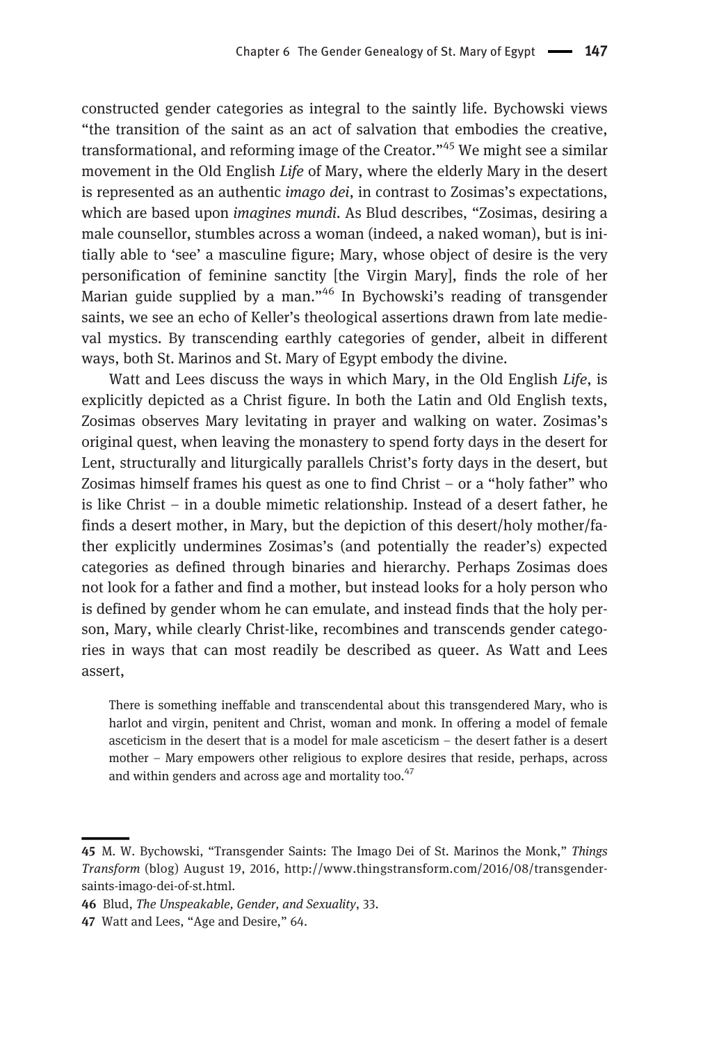constructed gender categories as integral to the saintly life. Bychowski views "the transition of the saint as an act of salvation that embodies the creative, transformational, and reforming image of the Creator."[45] We might see a similar movement in the Old English *Life* of Mary, where the elderly Mary in the desert is represented as an authentic *imago dei*, in contrast to Zosimas's expectations, which are based upon *imagines mundi*. As Blud describes, "Zosimas, desiring a male counsellor, stumbles across a woman (indeed, a naked woman), but is initially able to 'see' a masculine figure; Mary, whose object of desire is the very personification of feminine sanctity [the Virgin Mary], finds the role of her Marian guide supplied by a man."[46] In Bychowski's reading of transgender saints, we see an echo of Keller's theological assertions drawn from late medieval mystics. By transcending earthly categories of gender, albeit in different ways, both St. Marinos and St. Mary of Egypt embody the divine.

Watt and Lees discuss the ways in which Mary, in the Old English *Life*, is explicitly depicted as a Christ figure. In both the Latin and Old English texts, Zosimas observes Mary levitating in prayer and walking on water. Zosimas's original quest, when leaving the monastery to spend forty days in the desert for Lent, structurally and liturgically parallels Christ's forty days in the desert, but Zosimas himself frames his quest as one to find Christ – or a "holy father" who is like Christ – in a double mimetic relationship. Instead of a desert father, he finds a desert mother, in Mary, but the depiction of this desert/holy mother/father explicitly undermines Zosimas's (and potentially the reader's) expected categories as defined through binaries and hierarchy. Perhaps Zosimas does not look for a father and find a mother, but instead looks for a holy person who is defined by gender whom he can emulate, and instead finds that the holy person, Mary, while clearly Christ-like, recombines and transcends gender categories in ways that can most readily be described as queer. As Watt and Lees assert,

> There is something ineffable and transcendental about this transgendered Mary, who is harlot and virgin, penitent and Christ, woman and monk. In offering a model of female asceticism in the desert that is a model for male asceticism – the desert father is a desert mother – Mary empowers other religious to explore desires that reside, perhaps, across and within genders and across age and mortality too.[47]

---

**45** M. W. Bychowski, "Transgender Saints: The Imago Dei of St. Marinos the Monk," *Things Transform* (blog) August 19, 2016, http://www.thingstransform.com/2016/08/transgender-saints-imago-dei-of-st.html.

**46** Blud, *The Unspeakable, Gender, and Sexuality*, 33.

**47** Watt and Lees, "Age and Desire," 64.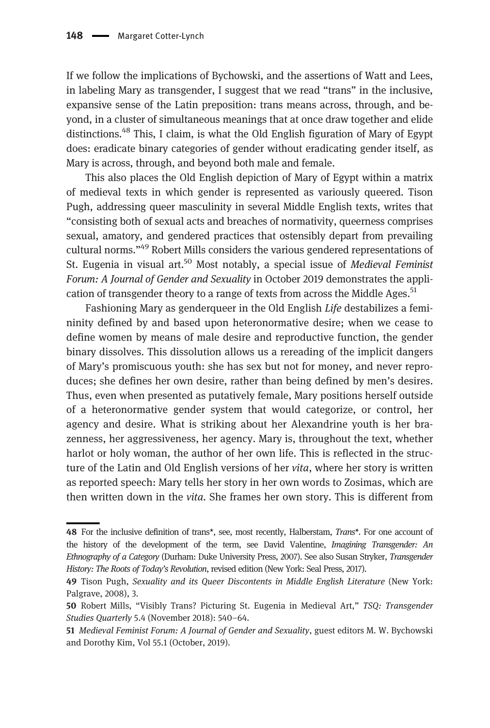If we follow the implications of Bychowski, and the assertions of Watt and Lees, in labeling Mary as transgender, I suggest that we read "trans" in the inclusive, expansive sense of the Latin preposition: trans means across, through, and beyond, in a cluster of simultaneous meanings that at once draw together and elide distinctions.[48] This, I claim, is what the Old English figuration of Mary of Egypt does: eradicate binary categories of gender without eradicating gender itself, as Mary is across, through, and beyond both male and female.

This also places the Old English depiction of Mary of Egypt within a matrix of medieval texts in which gender is represented as variously queered. Tison Pugh, addressing queer masculinity in several Middle English texts, writes that "consisting both of sexual acts and breaches of normativity, queerness comprises sexual, amatory, and gendered practices that ostensibly depart from prevailing cultural norms."[49] Robert Mills considers the various gendered representations of St. Eugenia in visual art.[50] Most notably, a special issue of *Medieval Feminist Forum: A Journal of Gender and Sexuality* in October 2019 demonstrates the application of transgender theory to a range of texts from across the Middle Ages.[51]

Fashioning Mary as genderqueer in the Old English *Life* destabilizes a femininity defined by and based upon heteronormative desire; when we cease to define women by means of male desire and reproductive function, the gender binary dissolves. This dissolution allows us a rereading of the implicit dangers of Mary's promiscuous youth: she has sex but not for money, and never reproduces; she defines her own desire, rather than being defined by men's desires. Thus, even when presented as putatively female, Mary positions herself outside of a heteronormative gender system that would categorize, or control, her agency and desire. What is striking about her Alexandrine youth is her brazenness, her aggressiveness, her agency. Mary is, throughout the text, whether harlot or holy woman, the author of her own life. This is reflected in the structure of the Latin and Old English versions of her *vita*, where her story is written as reported speech: Mary tells her story in her own words to Zosimas, which are then written down in the *vita*. She frames her own story. This is different from

---

48 For the inclusive definition of trans*, see, most recently, Halberstam, *Trans**. For one account of the history of the development of the term, see David Valentine, *Imagining Transgender: An Ethnography of a Category* (Durham: Duke University Press, 2007). See also Susan Stryker, *Transgender History: The Roots of Today's Revolution*, revised edition (New York: Seal Press, 2017).

49 Tison Pugh, *Sexuality and its Queer Discontents in Middle English Literature* (New York: Palgrave, 2008), 3.

50 Robert Mills, "Visibly Trans? Picturing St. Eugenia in Medieval Art," *TSQ: Transgender Studies Quarterly* 5.4 (November 2018): 540–64.

51 *Medieval Feminist Forum: A Journal of Gender and Sexuality*, guest editors M. W. Bychowski and Dorothy Kim, Vol 55.1 (October, 2019).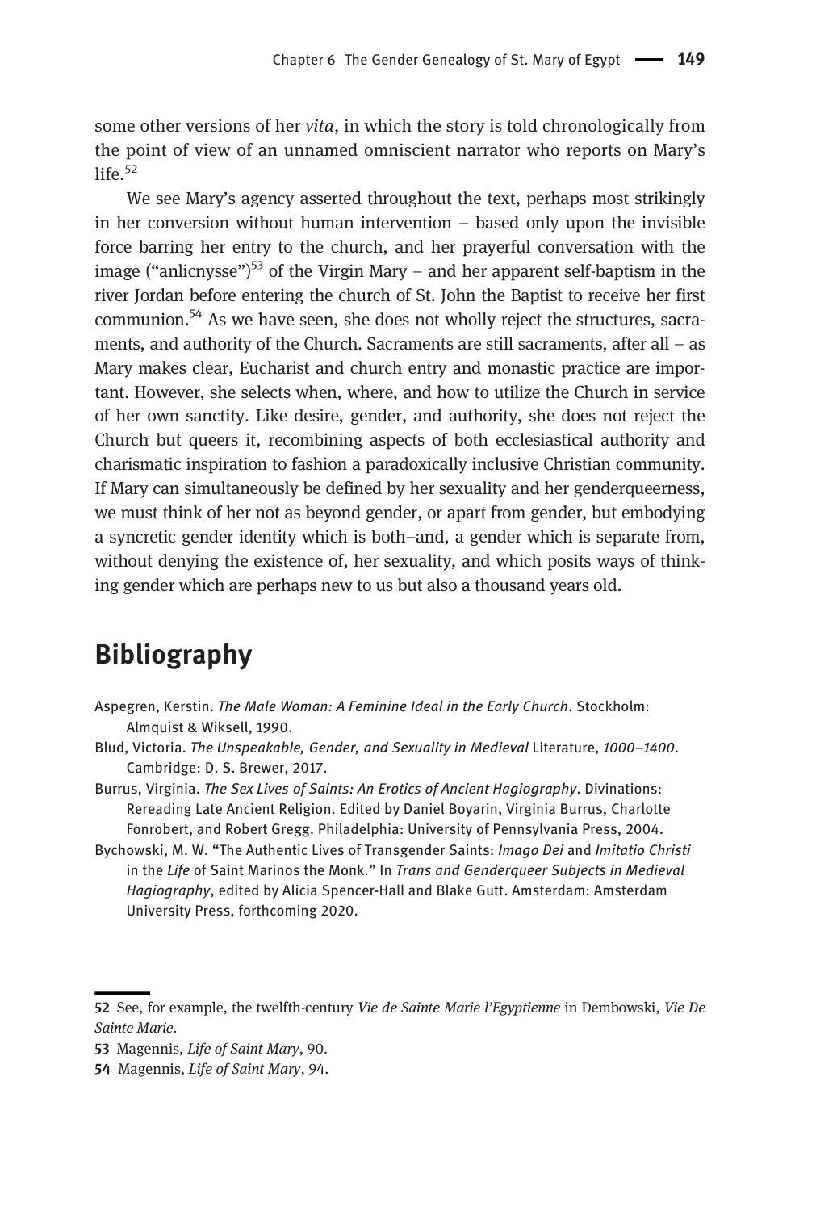some other versions of her *vita*, in which the story is told chronologically from the point of view of an unnamed omniscient narrator who reports on Mary's life.[52]

We see Mary's agency asserted throughout the text, perhaps most strikingly in her conversion without human intervention – based only upon the invisible force barring her entry to the church, and her prayerful conversation with the image ("anlicnysse")[53] of the Virgin Mary – and her apparent self-baptism in the river Jordan before entering the church of St. John the Baptist to receive her first communion.[54] As we have seen, she does not wholly reject the structures, sacraments, and authority of the Church. Sacraments are still sacraments, after all – as Mary makes clear, Eucharist and church entry and monastic practice are important. However, she selects when, where, and how to utilize the Church in service of her own sanctity. Like desire, gender, and authority, she does not reject the Church but queers it, recombining aspects of both ecclesiastical authority and charismatic inspiration to fashion a paradoxically inclusive Christian community. If Mary can simultaneously be defined by her sexuality and her genderqueerness, we must think of her not as beyond gender, or apart from gender, but embodying a syncretic gender identity which is both–and, a gender which is separate from, without denying the existence of, her sexuality, and which posits ways of thinking gender which are perhaps new to us but also a thousand years old.

## Bibliography

Aspegren, Kerstin. *The Male Woman: A Feminine Ideal in the Early Church*. Stockholm: Almquist & Wiksell, 1990.

Blud, Victoria. *The Unspeakable, Gender, and Sexuality in Medieval* Literature, *1000–1400*. Cambridge: D. S. Brewer, 2017.

Burrus, Virginia. *The Sex Lives of Saints: An Erotics of Ancient Hagiography*. Divinations: Rereading Late Ancient Religion. Edited by Daniel Boyarin, Virginia Burrus, Charlotte Fonrobert, and Robert Gregg. Philadelphia: University of Pennsylvania Press, 2004.

Bychowski, M. W. "The Authentic Lives of Transgender Saints: *Imago Dei* and *Imitatio Christi* in the *Life* of Saint Marinos the Monk." In *Trans and Genderqueer Subjects in Medieval Hagiography*, edited by Alicia Spencer-Hall and Blake Gutt. Amsterdam: Amsterdam University Press, forthcoming 2020.

---

52 See, for example, the twelfth-century *Vie de Sainte Marie l'Egyptienne* in Dembowski, *Vie De Sainte Marie*.

53 Magennis, *Life of Saint Mary*, 90.

54 Magennis, *Life of Saint Mary*, 94.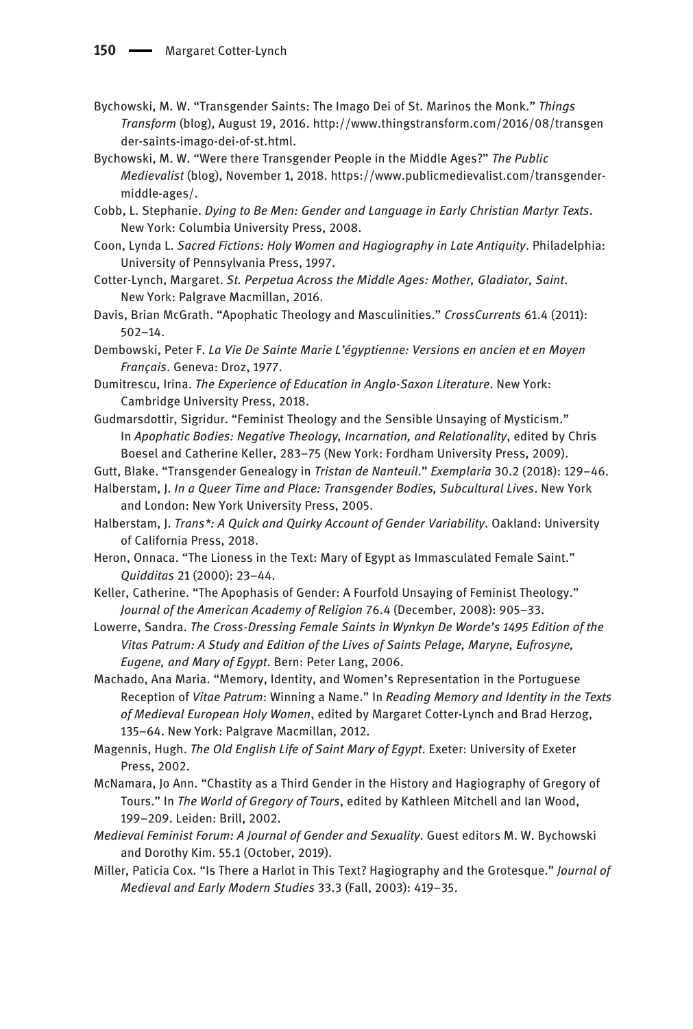Bychowski, M. W. "Transgender Saints: The Imago Dei of St. Marinos the Monk." *Things Transform* (blog), August 19, 2016. http://www.thingstransform.com/2016/08/transgender-saints-imago-dei-of-st.html.

Bychowski, M. W. "Were there Transgender People in the Middle Ages?" *The Public Medievalist* (blog), November 1, 2018. https://www.publicmedievalist.com/transgender-middle-ages/.

Cobb, L. Stephanie. *Dying to Be Men: Gender and Language in Early Christian Martyr Texts*. New York: Columbia University Press, 2008.

Coon, Lynda L. *Sacred Fictions: Holy Women and Hagiography in Late Antiquity*. Philadelphia: University of Pennsylvania Press, 1997.

Cotter-Lynch, Margaret. *St. Perpetua Across the Middle Ages: Mother, Gladiator, Saint*. New York: Palgrave Macmillan, 2016.

Davis, Brian McGrath. "Apophatic Theology and Masculinities." *CrossCurrents* 61.4 (2011): 502–14.

Dembowski, Peter F. *La Vie De Sainte Marie L'égyptienne: Versions en ancien et en Moyen Français*. Geneva: Droz, 1977.

Dumitrescu, Irina. *The Experience of Education in Anglo-Saxon Literature*. New York: Cambridge University Press, 2018.

Gudmarsdottir, Sigridur. "Feminist Theology and the Sensible Unsaying of Mysticism." In *Apophatic Bodies: Negative Theology, Incarnation, and Relationality*, edited by Chris Boesel and Catherine Keller, 283–75 (New York: Fordham University Press, 2009).

Gutt, Blake. "Transgender Genealogy in *Tristan de Nanteuil*." *Exemplaria* 30.2 (2018): 129–46.

Halberstam, J. *In a Queer Time and Place: Transgender Bodies, Subcultural Lives*. New York and London: New York University Press, 2005.

Halberstam, J. *Trans\*: A Quick and Quirky Account of Gender Variability*. Oakland: University of California Press, 2018.

Heron, Onnaca. "The Lioness in the Text: Mary of Egypt as Immasculated Female Saint." *Quidditas* 21 (2000): 23–44.

Keller, Catherine. "The Apophasis of Gender: A Fourfold Unsaying of Feminist Theology." *Journal of the American Academy of Religion* 76.4 (December, 2008): 905–33.

Lowerre, Sandra. *The Cross-Dressing Female Saints in Wynkyn De Worde's 1495 Edition of the Vitas Patrum: A Study and Edition of the Lives of Saints Pelage, Maryne, Eufrosyne, Eugene, and Mary of Egypt*. Bern: Peter Lang, 2006.

Machado, Ana Maria. "Memory, Identity, and Women's Representation in the Portuguese Reception of *Vitae Patrum*: Winning a Name." In *Reading Memory and Identity in the Texts of Medieval European Holy Women*, edited by Margaret Cotter-Lynch and Brad Herzog, 135–64. New York: Palgrave Macmillan, 2012.

Magennis, Hugh. *The Old English Life of Saint Mary of Egypt*. Exeter: University of Exeter Press, 2002.

McNamara, Jo Ann. "Chastity as a Third Gender in the History and Hagiography of Gregory of Tours." In *The World of Gregory of Tours*, edited by Kathleen Mitchell and Ian Wood, 199–209. Leiden: Brill, 2002.

*Medieval Feminist Forum: A Journal of Gender and Sexuality*. Guest editors M. W. Bychowski and Dorothy Kim. 55.1 (October, 2019).

Miller, Paticia Cox. "Is There a Harlot in This Text? Hagiography and the Grotesque." *Journal of Medieval and Early Modern Studies* 33.3 (Fall, 2003): 419–35.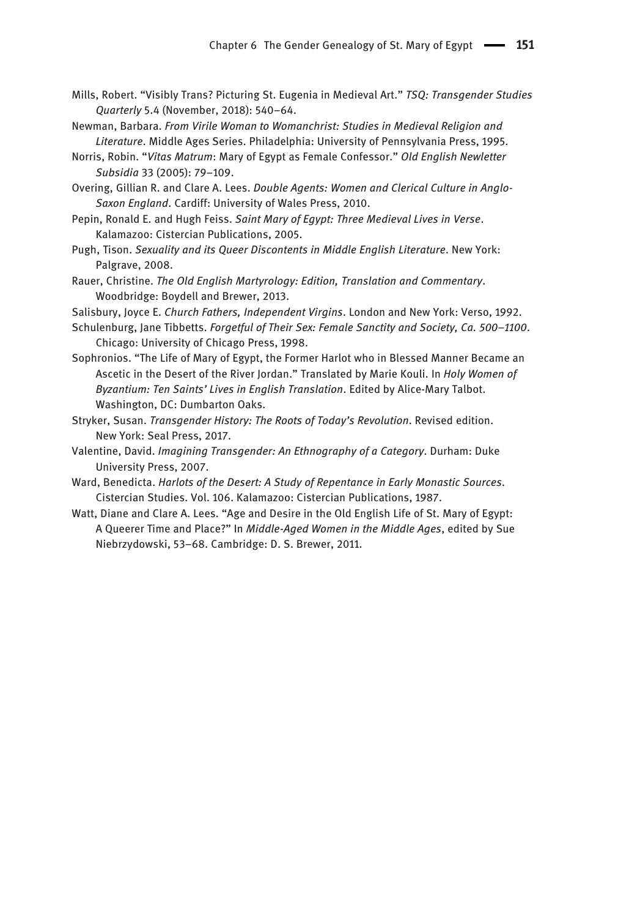Mills, Robert. "Visibly Trans? Picturing St. Eugenia in Medieval Art." *TSQ: Transgender Studies Quarterly* 5.4 (November, 2018): 540–64.

Newman, Barbara. *From Virile Woman to Womanchrist: Studies in Medieval Religion and Literature*. Middle Ages Series. Philadelphia: University of Pennsylvania Press, 1995.

Norris, Robin. "*Vitas Matrum*: Mary of Egypt as Female Confessor." *Old English Newletter Subsidia* 33 (2005): 79–109.

Overing, Gillian R. and Clare A. Lees. *Double Agents: Women and Clerical Culture in Anglo-Saxon England*. Cardiff: University of Wales Press, 2010.

Pepin, Ronald E. and Hugh Feiss. *Saint Mary of Egypt: Three Medieval Lives in Verse*. Kalamazoo: Cistercian Publications, 2005.

Pugh, Tison. *Sexuality and its Queer Discontents in Middle English Literature*. New York: Palgrave, 2008.

Rauer, Christine. *The Old English Martyrology: Edition, Translation and Commentary*. Woodbridge: Boydell and Brewer, 2013.

Salisbury, Joyce E. *Church Fathers, Independent Virgins*. London and New York: Verso, 1992.

Schulenburg, Jane Tibbetts. *Forgetful of Their Sex: Female Sanctity and Society, Ca. 500–1100*. Chicago: University of Chicago Press, 1998.

Sophronios. "The Life of Mary of Egypt, the Former Harlot who in Blessed Manner Became an Ascetic in the Desert of the River Jordan." Translated by Marie Kouli. In *Holy Women of Byzantium: Ten Saints' Lives in English Translation*. Edited by Alice-Mary Talbot. Washington, DC: Dumbarton Oaks.

Stryker, Susan. *Transgender History: The Roots of Today's Revolution*. Revised edition. New York: Seal Press, 2017.

Valentine, David. *Imagining Transgender: An Ethnography of a Category*. Durham: Duke University Press, 2007.

Ward, Benedicta. *Harlots of the Desert: A Study of Repentance in Early Monastic Sources*. Cistercian Studies. Vol. 106. Kalamazoo: Cistercian Publications, 1987.

Watt, Diane and Clare A. Lees. "Age and Desire in the Old English Life of St. Mary of Egypt: A Queerer Time and Place?" In *Middle-Aged Women in the Middle Ages*, edited by Sue Niebrzydowski, 53–68. Cambridge: D. S. Brewer, 2011.